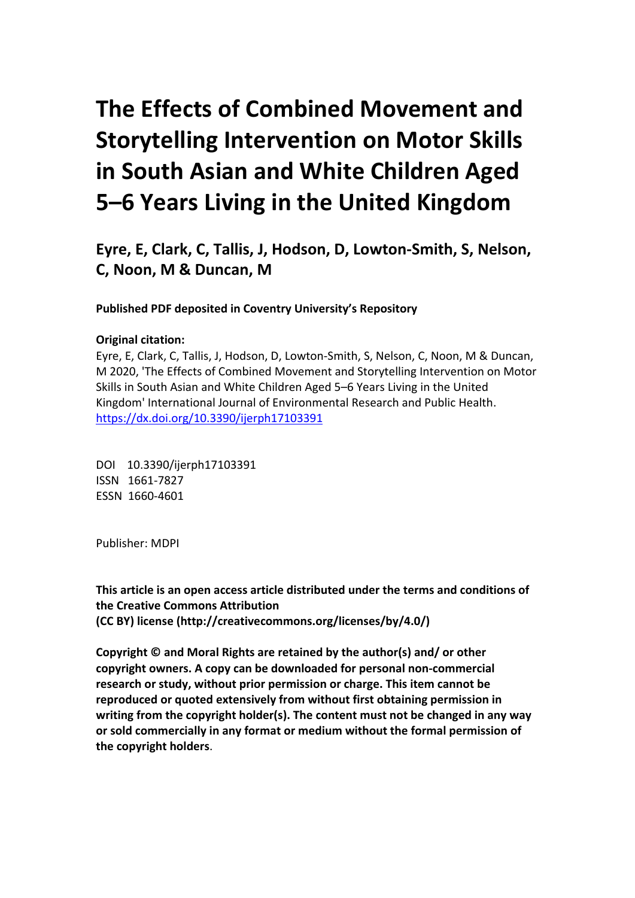# The Effects of Combined Movement and Storytelling Intervention on Motor Skills in South Asian and White Children Aged 5–6 Years Living in the United Kingdom

## Eyre, E, Clark, C, Tallis, J, Hodson, D, Lowton-Smith, S, Nelson, C, Noon, M & Duncan, M

**Published PDF deposited in Coventry University's Repository**

**Original citation:**

Eyre, E, Clark, C, Tallis, J, Hodson, D, Lowton-Smith, S, Nelson, C, Noon, M & Duncan, M 2020, 'The Effects of Combined Movement and Storytelling Intervention on Motor Skills in South Asian and White Children Aged 5–6 Years Living in the United Kingdom' International Journal of Environmental Research and Public Health. https://dx.doi.org/10.3390/ijerph17103391

DOI 10.3390/ijerph17103391
ISSN 1661-7827
ESSN 1660-4601

Publisher: MDPI

**This article is an open access article distributed under the terms and conditions of the Creative Commons Attribution (CC BY) license (http://creativecommons.org/licenses/by/4.0/)**

**Copyright © and Moral Rights are retained by the author(s) and/ or other copyright owners. A copy can be downloaded for personal non-commercial research or study, without prior permission or charge. This item cannot be reproduced or quoted extensively from without first obtaining permission in writing from the copyright holder(s). The content must not be changed in any way or sold commercially in any format or medium without the formal permission of the copyright holders**.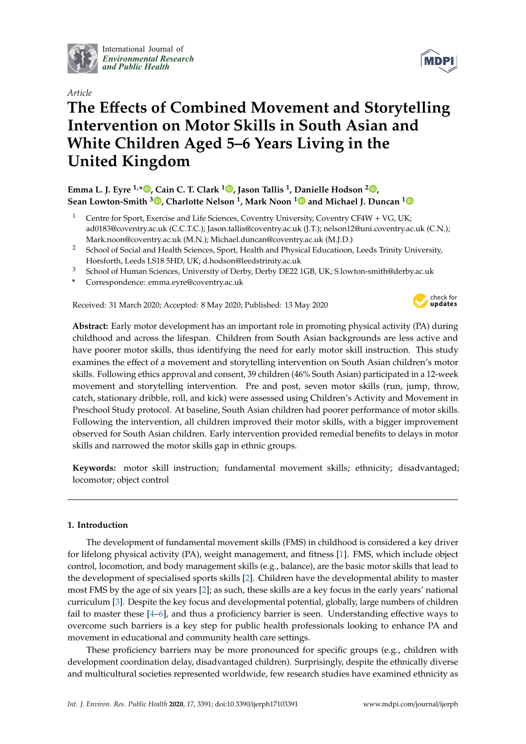International Journal of
*Environmental Research and Public Health*

MDPI

*Article*

# The Effects of Combined Movement and Storytelling Intervention on Motor Skills in South Asian and White Children Aged 5–6 Years Living in the United Kingdom

**Emma L. J. Eyre [1,*], Cain C. T. Clark [1], Jason Tallis [1], Danielle Hodson [2], Sean Lowton-Smith [3], Charlotte Nelson [1], Mark Noon [1] and Michael J. Duncan [1]**

[1] Centre for Sport, Exercise and Life Sciences, Coventry University, Coventry CF4W + VG, UK; ad0183@coventry.ac.uk (C.C.T.C.); Jason.tallis@coventry.ac.uk (J.T.); nelson12@uni.coventry.ac.uk (C.N.); Mark.noon@coventry.ac.uk (M.N.); Michael.duncan@coventry.ac.uk (M.J.D.)

[2] School of Social and Health Sciences, Sport, Health and Physical Educatioon, Leeds Trinity University, Horsforth, Leeds LS18 5HD, UK; d.hodson@leedstrinity.ac.uk

[3] School of Human Sciences, University of Derby, Derby DE22 1GB, UK; S.lowton-smith@derby.ac.uk

\* Correspondence: emma.eyre@coventry.ac.uk

Received: 31 March 2020; Accepted: 8 May 2020; Published: 13 May 2020

**Abstract:** Early motor development has an important role in promoting physical activity (PA) during childhood and across the lifespan. Children from South Asian backgrounds are less active and have poorer motor skills, thus identifying the need for early motor skill instruction. This study examines the effect of a movement and storytelling intervention on South Asian children's motor skills. Following ethics approval and consent, 39 children (46% South Asian) participated in a 12-week movement and storytelling intervention. Pre and post, seven motor skills (run, jump, throw, catch, stationary dribble, roll, and kick) were assessed using Children's Activity and Movement in Preschool Study protocol. At baseline, South Asian children had poorer performance of motor skills. Following the intervention, all children improved their motor skills, with a bigger improvement observed for South Asian children. Early intervention provided remedial benefits to delays in motor skills and narrowed the motor skills gap in ethnic groups.

**Keywords:** motor skill instruction; fundamental movement skills; ethnicity; disadvantaged; locomotor; object control

## 1. Introduction

The development of fundamental movement skills (FMS) in childhood is considered a key driver for lifelong physical activity (PA), weight management, and fitness [1]. FMS, which include object control, locomotion, and body management skills (e.g., balance), are the basic motor skills that lead to the development of specialised sports skills [2]. Children have the developmental ability to master most FMS by the age of six years [2]; as such, these skills are a key focus in the early years' national curriculum [3]. Despite the key focus and developmental potential, globally, large numbers of children fail to master these [4–6], and thus a proficiency barrier is seen. Understanding effective ways to overcome such barriers is a key step for public health professionals looking to enhance PA and movement in educational and community health care settings.

These proficiency barriers may be more pronounced for specific groups (e.g., children with development coordination delay, disadvantaged children). Surprisingly, despite the ethnically diverse and multicultural societies represented worldwide, few research studies have examined ethnicity as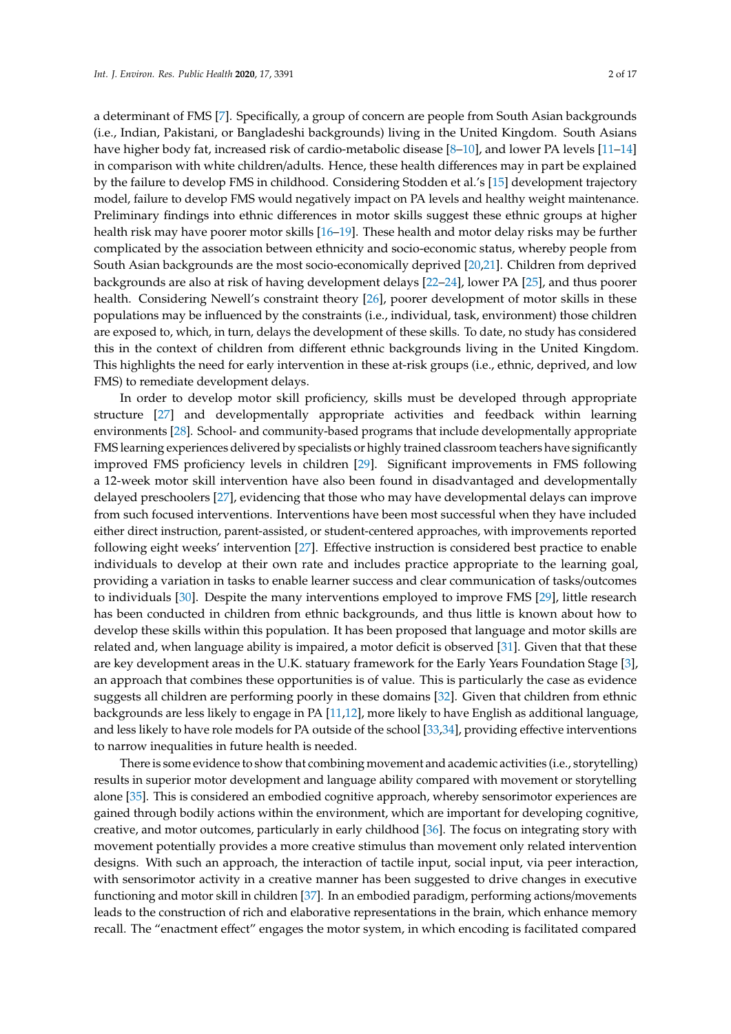a determinant of FMS [7]. Specifically, a group of concern are people from South Asian backgrounds (i.e., Indian, Pakistani, or Bangladeshi backgrounds) living in the United Kingdom. South Asians have higher body fat, increased risk of cardio-metabolic disease [8–10], and lower PA levels [11–14] in comparison with white children/adults. Hence, these health differences may in part be explained by the failure to develop FMS in childhood. Considering Stodden et al.'s [15] development trajectory model, failure to develop FMS would negatively impact on PA levels and healthy weight maintenance. Preliminary findings into ethnic differences in motor skills suggest these ethnic groups at higher health risk may have poorer motor skills [16–19]. These health and motor delay risks may be further complicated by the association between ethnicity and socio-economic status, whereby people from South Asian backgrounds are the most socio-economically deprived [20,21]. Children from deprived backgrounds are also at risk of having development delays [22–24], lower PA [25], and thus poorer health. Considering Newell's constraint theory [26], poorer development of motor skills in these populations may be influenced by the constraints (i.e., individual, task, environment) those children are exposed to, which, in turn, delays the development of these skills. To date, no study has considered this in the context of children from different ethnic backgrounds living in the United Kingdom. This highlights the need for early intervention in these at-risk groups (i.e., ethnic, deprived, and low FMS) to remediate development delays.

In order to develop motor skill proficiency, skills must be developed through appropriate structure [27] and developmentally appropriate activities and feedback within learning environments [28]. School- and community-based programs that include developmentally appropriate FMS learning experiences delivered by specialists or highly trained classroom teachers have significantly improved FMS proficiency levels in children [29]. Significant improvements in FMS following a 12-week motor skill intervention have also been found in disadvantaged and developmentally delayed preschoolers [27], evidencing that those who may have developmental delays can improve from such focused interventions. Interventions have been most successful when they have included either direct instruction, parent-assisted, or student-centered approaches, with improvements reported following eight weeks' intervention [27]. Effective instruction is considered best practice to enable individuals to develop at their own rate and includes practice appropriate to the learning goal, providing a variation in tasks to enable learner success and clear communication of tasks/outcomes to individuals [30]. Despite the many interventions employed to improve FMS [29], little research has been conducted in children from ethnic backgrounds, and thus little is known about how to develop these skills within this population. It has been proposed that language and motor skills are related and, when language ability is impaired, a motor deficit is observed [31]. Given that that these are key development areas in the U.K. statuary framework for the Early Years Foundation Stage [3], an approach that combines these opportunities is of value. This is particularly the case as evidence suggests all children are performing poorly in these domains [32]. Given that children from ethnic backgrounds are less likely to engage in PA [11,12], more likely to have English as additional language, and less likely to have role models for PA outside of the school [33,34], providing effective interventions to narrow inequalities in future health is needed.

There is some evidence to show that combining movement and academic activities (i.e., storytelling) results in superior motor development and language ability compared with movement or storytelling alone [35]. This is considered an embodied cognitive approach, whereby sensorimotor experiences are gained through bodily actions within the environment, which are important for developing cognitive, creative, and motor outcomes, particularly in early childhood [36]. The focus on integrating story with movement potentially provides a more creative stimulus than movement only related intervention designs. With such an approach, the interaction of tactile input, social input, via peer interaction, with sensorimotor activity in a creative manner has been suggested to drive changes in executive functioning and motor skill in children [37]. In an embodied paradigm, performing actions/movements leads to the construction of rich and elaborative representations in the brain, which enhance memory recall. The "enactment effect" engages the motor system, in which encoding is facilitated compared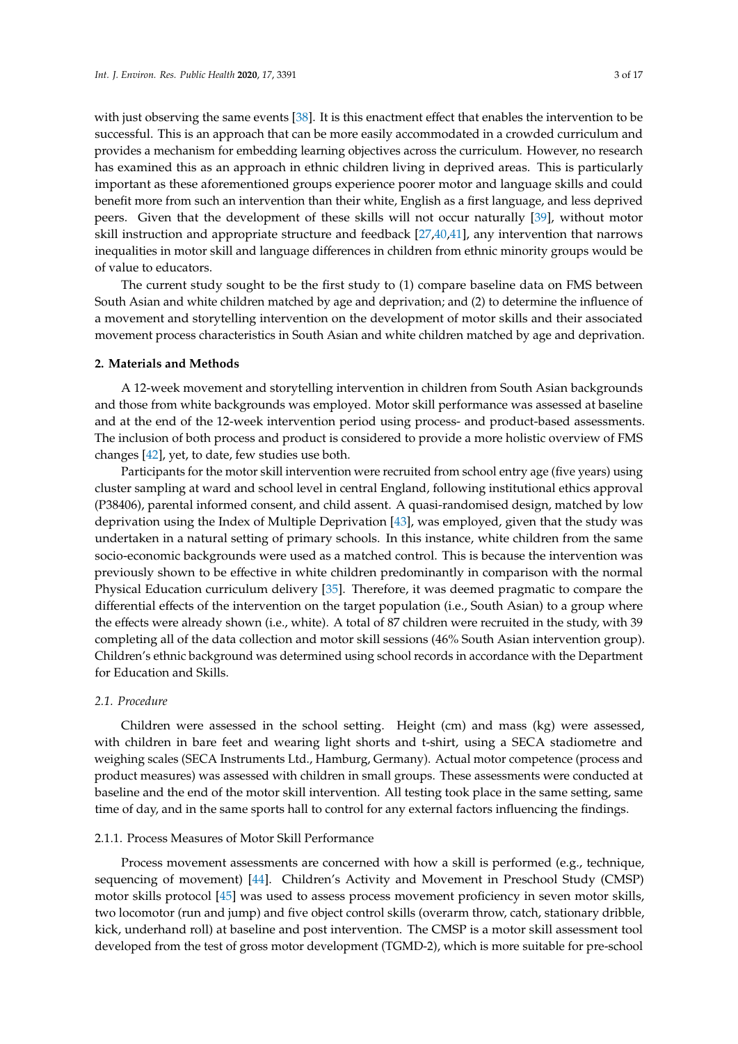with just observing the same events [38]. It is this enactment effect that enables the intervention to be successful. This is an approach that can be more easily accommodated in a crowded curriculum and provides a mechanism for embedding learning objectives across the curriculum. However, no research has examined this as an approach in ethnic children living in deprived areas. This is particularly important as these aforementioned groups experience poorer motor and language skills and could benefit more from such an intervention than their white, English as a first language, and less deprived peers. Given that the development of these skills will not occur naturally [39], without motor skill instruction and appropriate structure and feedback [27,40,41], any intervention that narrows inequalities in motor skill and language differences in children from ethnic minority groups would be of value to educators.

The current study sought to be the first study to (1) compare baseline data on FMS between South Asian and white children matched by age and deprivation; and (2) to determine the influence of a movement and storytelling intervention on the development of motor skills and their associated movement process characteristics in South Asian and white children matched by age and deprivation.

## 2. Materials and Methods

A 12-week movement and storytelling intervention in children from South Asian backgrounds and those from white backgrounds was employed. Motor skill performance was assessed at baseline and at the end of the 12-week intervention period using process- and product-based assessments. The inclusion of both process and product is considered to provide a more holistic overview of FMS changes [42], yet, to date, few studies use both.

Participants for the motor skill intervention were recruited from school entry age (five years) using cluster sampling at ward and school level in central England, following institutional ethics approval (P38406), parental informed consent, and child assent. A quasi-randomised design, matched by low deprivation using the Index of Multiple Deprivation [43], was employed, given that the study was undertaken in a natural setting of primary schools. In this instance, white children from the same socio-economic backgrounds were used as a matched control. This is because the intervention was previously shown to be effective in white children predominantly in comparison with the normal Physical Education curriculum delivery [35]. Therefore, it was deemed pragmatic to compare the differential effects of the intervention on the target population (i.e., South Asian) to a group where the effects were already shown (i.e., white). A total of 87 children were recruited in the study, with 39 completing all of the data collection and motor skill sessions (46% South Asian intervention group). Children's ethnic background was determined using school records in accordance with the Department for Education and Skills.

### 2.1. Procedure

Children were assessed in the school setting. Height (cm) and mass (kg) were assessed, with children in bare feet and wearing light shorts and t-shirt, using a SECA stadiometre and weighing scales (SECA Instruments Ltd., Hamburg, Germany). Actual motor competence (process and product measures) was assessed with children in small groups. These assessments were conducted at baseline and the end of the motor skill intervention. All testing took place in the same setting, same time of day, and in the same sports hall to control for any external factors influencing the findings.

#### 2.1.1. Process Measures of Motor Skill Performance

Process movement assessments are concerned with how a skill is performed (e.g., technique, sequencing of movement) [44]. Children's Activity and Movement in Preschool Study (CMSP) motor skills protocol [45] was used to assess process movement proficiency in seven motor skills, two locomotor (run and jump) and five object control skills (overarm throw, catch, stationary dribble, kick, underhand roll) at baseline and post intervention. The CMSP is a motor skill assessment tool developed from the test of gross motor development (TGMD-2), which is more suitable for pre-school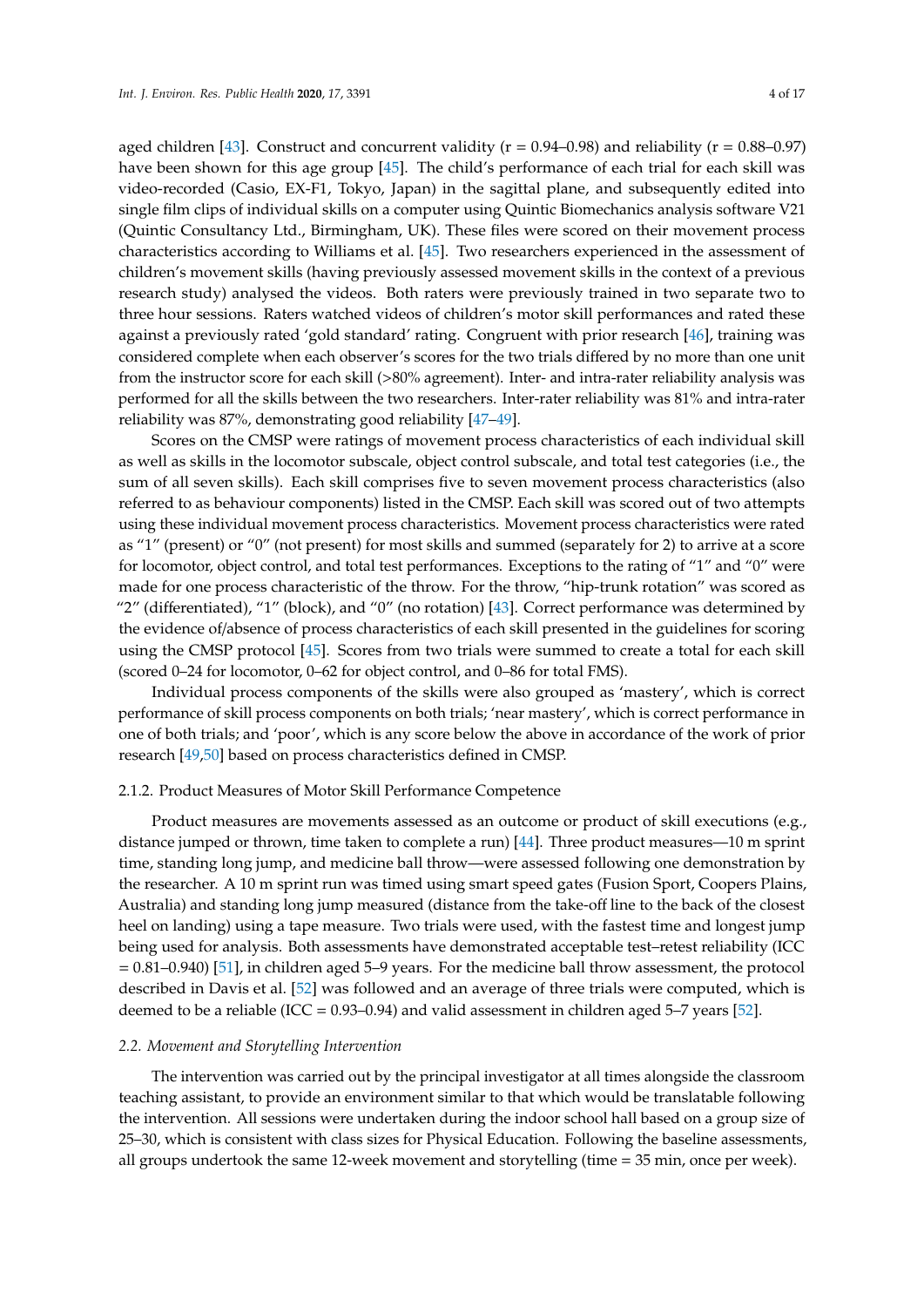aged children [43]. Construct and concurrent validity ($r = 0.94$–$0.98$) and reliability ($r = 0.88$–$0.97$) have been shown for this age group [45]. The child's performance of each trial for each skill was video-recorded (Casio, EX-F1, Tokyo, Japan) in the sagittal plane, and subsequently edited into single film clips of individual skills on a computer using Quintic Biomechanics analysis software V21 (Quintic Consultancy Ltd., Birmingham, UK). These files were scored on their movement process characteristics according to Williams et al. [45]. Two researchers experienced in the assessment of children's movement skills (having previously assessed movement skills in the context of a previous research study) analysed the videos. Both raters were previously trained in two separate two to three hour sessions. Raters watched videos of children's motor skill performances and rated these against a previously rated 'gold standard' rating. Congruent with prior research [46], training was considered complete when each observer's scores for the two trials differed by no more than one unit from the instructor score for each skill (>80% agreement). Inter- and intra-rater reliability analysis was performed for all the skills between the two researchers. Inter-rater reliability was 81% and intra-rater reliability was 87%, demonstrating good reliability [47–49].

Scores on the CMSP were ratings of movement process characteristics of each individual skill as well as skills in the locomotor subscale, object control subscale, and total test categories (i.e., the sum of all seven skills). Each skill comprises five to seven movement process characteristics (also referred to as behaviour components) listed in the CMSP. Each skill was scored out of two attempts using these individual movement process characteristics. Movement process characteristics were rated as "1" (present) or "0" (not present) for most skills and summed (separately for 2) to arrive at a score for locomotor, object control, and total test performances. Exceptions to the rating of "1" and "0" were made for one process characteristic of the throw. For the throw, "hip-trunk rotation" was scored as "2" (differentiated), "1" (block), and "0" (no rotation) [43]. Correct performance was determined by the evidence of/absence of process characteristics of each skill presented in the guidelines for scoring using the CMSP protocol [45]. Scores from two trials were summed to create a total for each skill (scored 0–24 for locomotor, 0–62 for object control, and 0–86 for total FMS).

Individual process components of the skills were also grouped as 'mastery', which is correct performance of skill process components on both trials; 'near mastery', which is correct performance in one of both trials; and 'poor', which is any score below the above in accordance of the work of prior research [49,50] based on process characteristics defined in CMSP.

#### 2.1.2. Product Measures of Motor Skill Performance Competence

Product measures are movements assessed as an outcome or product of skill executions (e.g., distance jumped or thrown, time taken to complete a run) [44]. Three product measures—10 m sprint time, standing long jump, and medicine ball throw—were assessed following one demonstration by the researcher. A 10 m sprint run was timed using smart speed gates (Fusion Sport, Coopers Plains, Australia) and standing long jump measured (distance from the take-off line to the back of the closest heel on landing) using a tape measure. Two trials were used, with the fastest time and longest jump being used for analysis. Both assessments have demonstrated acceptable test–retest reliability (ICC = 0.81–0.940) [51], in children aged 5–9 years. For the medicine ball throw assessment, the protocol described in Davis et al. [52] was followed and an average of three trials were computed, which is deemed to be a reliable (ICC = 0.93–0.94) and valid assessment in children aged 5–7 years [52].

### *2.2. Movement and Storytelling Intervention*

The intervention was carried out by the principal investigator at all times alongside the classroom teaching assistant, to provide an environment similar to that which would be translatable following the intervention. All sessions were undertaken during the indoor school hall based on a group size of 25–30, which is consistent with class sizes for Physical Education. Following the baseline assessments, all groups undertook the same 12-week movement and storytelling (time = 35 min, once per week).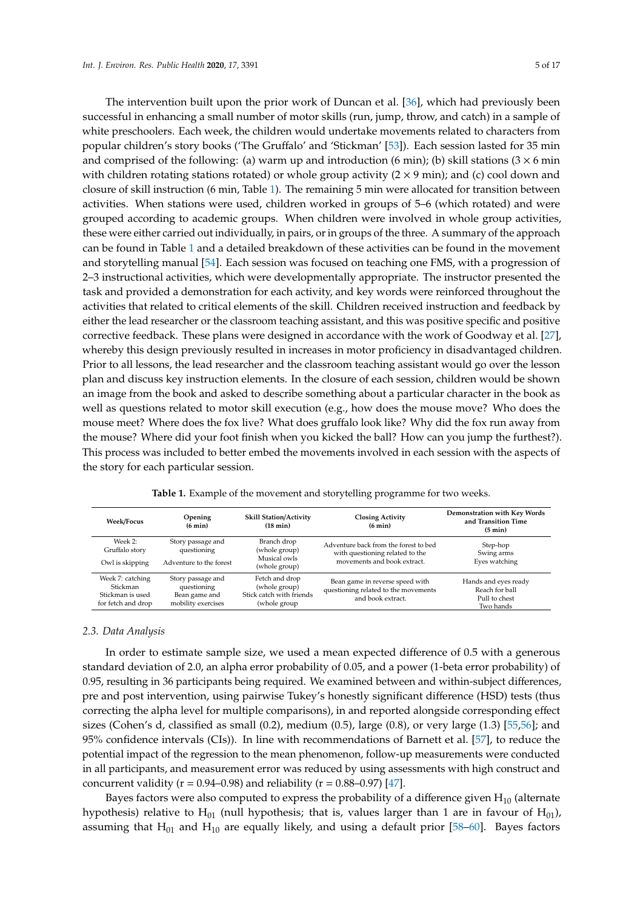The intervention built upon the prior work of Duncan et al. [36], which had previously been successful in enhancing a small number of motor skills (run, jump, throw, and catch) in a sample of white preschoolers. Each week, the children would undertake movements related to characters from popular children's story books ('The Gruffalo' and 'Stickman' [53]). Each session lasted for 35 min and comprised of the following: (a) warm up and introduction (6 min); (b) skill stations (3 × 6 min with children rotating stations rotated) or whole group activity (2 × 9 min); and (c) cool down and closure of skill instruction (6 min, Table 1). The remaining 5 min were allocated for transition between activities. When stations were used, children worked in groups of 5–6 (which rotated) and were grouped according to academic groups. When children were involved in whole group activities, these were either carried out individually, in pairs, or in groups of the three. A summary of the approach can be found in Table 1 and a detailed breakdown of these activities can be found in the movement and storytelling manual [54]. Each session was focused on teaching one FMS, with a progression of 2–3 instructional activities, which were developmentally appropriate. The instructor presented the task and provided a demonstration for each activity, and key words were reinforced throughout the activities that related to critical elements of the skill. Children received instruction and feedback by either the lead researcher or the classroom teaching assistant, and this was positive specific and positive corrective feedback. These plans were designed in accordance with the work of Goodway et al. [27], whereby this design previously resulted in increases in motor proficiency in disadvantaged children. Prior to all lessons, the lead researcher and the classroom teaching assistant would go over the lesson plan and discuss key instruction elements. In the closure of each session, children would be shown an image from the book and asked to describe something about a particular character in the book as well as questions related to motor skill execution (e.g., how does the mouse move? Who does the mouse meet? Where does the fox live? What does gruffalo look like? Why did the fox run away from the mouse? Where did your foot finish when you kicked the ball? How can you jump the furthest?). This process was included to better embed the movements involved in each session with the aspects of the story for each particular session.

**Table 1.** Example of the movement and storytelling programme for two weeks.

| Week/Focus | Opening (6 min) | Skill Station/Activity (18 min) | Closing Activity (6 min) | Demonstration with Key Words and Transition Time (5 min) |
|---|---|---|---|---|
| Week 2: Gruffalo story<br>Owl is skipping | Story passage and questioning<br>Adventure to the forest | Branch drop (whole group)<br>Musical owls (whole group) | Adventure back from the forest to bed with questioning related to the movements and book extract. | Step-hop<br>Swing arms<br>Eyes watching |
| Week 7: catching Stickman<br>Stickman is used for fetch and drop | Story passage and questioning<br>Bean game and mobility exercises | Fetch and drop (whole group)<br>Stick catch with friends (whole group | Bean game in reverse speed with questioning related to the movements and book extract. | Hands and eyes ready<br>Reach for ball<br>Pull to chest<br>Two hands |

### 2.3. Data Analysis

In order to estimate sample size, we used a mean expected difference of 0.5 with a generous standard deviation of 2.0, an alpha error probability of 0.05, and a power (1-beta error probability) of 0.95, resulting in 36 participants being required. We examined between and within-subject differences, pre and post intervention, using pairwise Tukey's honestly significant difference (HSD) tests (thus correcting the alpha level for multiple comparisons), in and reported alongside corresponding effect sizes (Cohen's d, classified as small (0.2), medium (0.5), large (0.8), or very large (1.3) [55,56]; and 95% confidence intervals (CIs)). In line with recommendations of Barnett et al. [57], to reduce the potential impact of the regression to the mean phenomenon, follow-up measurements were conducted in all participants, and measurement error was reduced by using assessments with high construct and concurrent validity (r = 0.94–0.98) and reliability (r = 0.88–0.97) [47].

Bayes factors were also computed to express the probability of a difference given $H_{10}$ (alternate hypothesis) relative to $H_{01}$ (null hypothesis; that is, values larger than 1 are in favour of $H_{01}$), assuming that $H_{01}$ and $H_{10}$ are equally likely, and using a default prior [58–60]. Bayes factors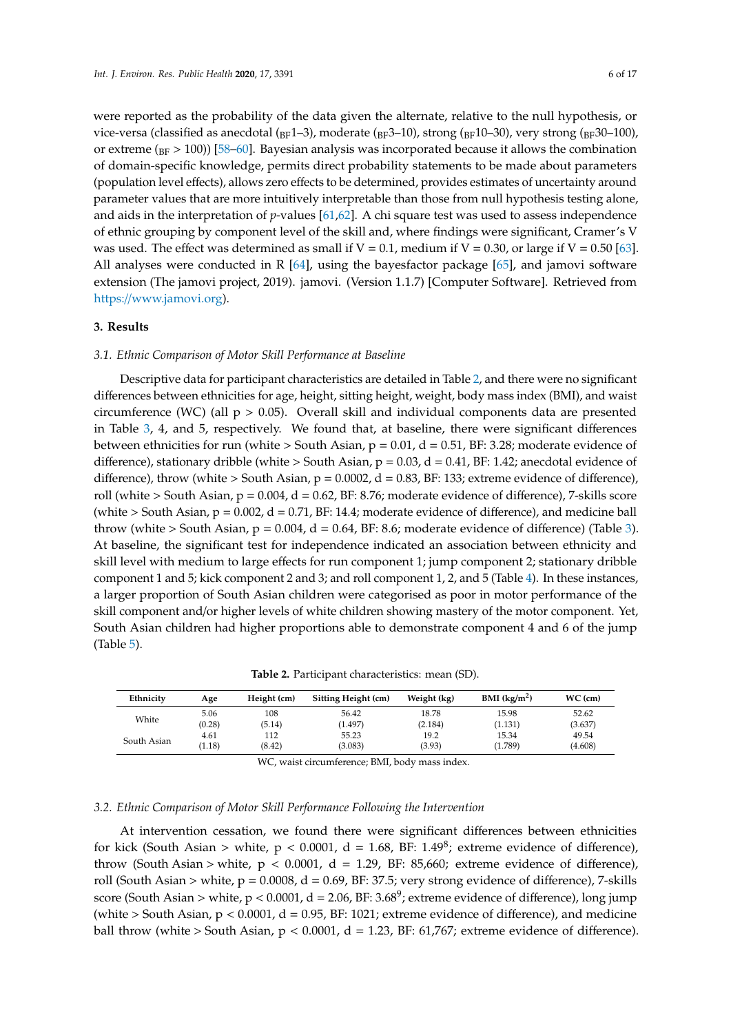were reported as the probability of the data given the alternate, relative to the null hypothesis, or vice-versa (classified as anecdotal ($_{BF}$1–3), moderate ($_{BF}$3–10), strong ($_{BF}$10–30), very strong ($_{BF}$30–100), or extreme ($_{BF}$ > 100)) [58–60]. Bayesian analysis was incorporated because it allows the combination of domain-specific knowledge, permits direct probability statements to be made about parameters (population level effects), allows zero effects to be determined, provides estimates of uncertainty around parameter values that are more intuitively interpretable than those from null hypothesis testing alone, and aids in the interpretation of *p*-values [61,62]. A chi square test was used to assess independence of ethnic grouping by component level of the skill and, where findings were significant, Cramer's V was used. The effect was determined as small if V = 0.1, medium if V = 0.30, or large if V = 0.50 [63]. All analyses were conducted in R [64], using the bayesfactor package [65], and jamovi software extension (The jamovi project, 2019). jamovi. (Version 1.1.7) [Computer Software]. Retrieved from https://www.jamovi.org).

## 3. Results

### 3.1. Ethnic Comparison of Motor Skill Performance at Baseline

Descriptive data for participant characteristics are detailed in Table 2, and there were no significant differences between ethnicities for age, height, sitting height, weight, body mass index (BMI), and waist circumference (WC) (all $p > 0.05$). Overall skill and individual components data are presented in Table 3, 4, and 5, respectively. We found that, at baseline, there were significant differences between ethnicities for run (white > South Asian, $p = 0.01$, $d = 0.51$, BF: 3.28; moderate evidence of difference), stationary dribble (white > South Asian, $p = 0.03$, $d = 0.41$, BF: 1.42; anecdotal evidence of difference), throw (white > South Asian, $p = 0.0002$, $d = 0.83$, BF: 133; extreme evidence of difference), roll (white > South Asian, $p = 0.004$, $d = 0.62$, BF: 8.76; moderate evidence of difference), 7-skills score (white > South Asian, $p = 0.002$, $d = 0.71$, BF: 14.4; moderate evidence of difference), and medicine ball throw (white > South Asian, $p = 0.004$, $d = 0.64$, BF: 8.6; moderate evidence of difference) (Table 3). At baseline, the significant test for independence indicated an association between ethnicity and skill level with medium to large effects for run component 1; jump component 2; stationary dribble component 1 and 5; kick component 2 and 3; and roll component 1, 2, and 5 (Table 4). In these instances, a larger proportion of South Asian children were categorised as poor in motor performance of the skill component and/or higher levels of white children showing mastery of the motor component. Yet, South Asian children had higher proportions able to demonstrate component 4 and 6 of the jump (Table 5).

**Table 2.** Participant characteristics: mean (SD).

| Ethnicity | Age | Height (cm) | Sitting Height (cm) | Weight (kg) | BMI (kg/m$^2$) | WC (cm) |
|---|---|---|---|---|---|---|
| White | 5.06 (0.28) | 108 (5.14) | 56.42 (1.497) | 18.78 (2.184) | 15.98 (1.131) | 52.62 (3.637) |
| South Asian | 4.61 (1.18) | 112 (8.42) | 55.23 (3.083) | 19.2 (3.93) | 15.34 (1.789) | 49.54 (4.608) |

WC, waist circumference; BMI, body mass index.

### 3.2. Ethnic Comparison of Motor Skill Performance Following the Intervention

At intervention cessation, we found there were significant differences between ethnicities for kick (South Asian > white, $p < 0.0001$, $d = 1.68$, BF: $1.49^8$; extreme evidence of difference), throw (South Asian > white, $p < 0.0001$, $d = 1.29$, BF: 85,660; extreme evidence of difference), roll (South Asian > white, $p = 0.0008$, $d = 0.69$, BF: 37.5; very strong evidence of difference), 7-skills score (South Asian > white, $p < 0.0001$, $d = 2.06$, BF: $3.68^9$; extreme evidence of difference), long jump (white > South Asian, $p < 0.0001$, $d = 0.95$, BF: 1021; extreme evidence of difference), and medicine ball throw (white > South Asian, $p < 0.0001$, $d = 1.23$, BF: 61,767; extreme evidence of difference).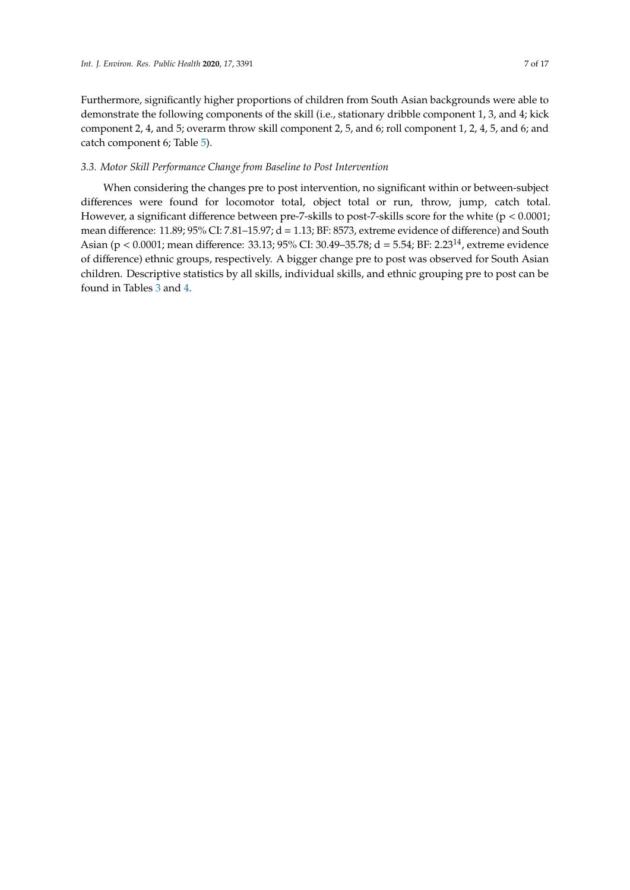Furthermore, significantly higher proportions of children from South Asian backgrounds were able to demonstrate the following components of the skill (i.e., stationary dribble component 1, 3, and 4; kick component 2, 4, and 5; overarm throw skill component 2, 5, and 6; roll component 1, 2, 4, 5, and 6; and catch component 6; Table 5).

### 3.3. Motor Skill Performance Change from Baseline to Post Intervention

When considering the changes pre to post intervention, no significant within or between-subject differences were found for locomotor total, object total or run, throw, jump, catch total. However, a significant difference between pre-7-skills to post-7-skills score for the white ($p < 0.0001$; mean difference: 11.89; 95% CI: 7.81–15.97; $d = 1.13$; BF: 8573, extreme evidence of difference) and South Asian ($p < 0.0001$; mean difference: 33.13; 95% CI: 30.49–35.78; $d = 5.54$; BF: $2.23^{14}$, extreme evidence of difference) ethnic groups, respectively. A bigger change pre to post was observed for South Asian children. Descriptive statistics by all skills, individual skills, and ethnic grouping pre to post can be found in Tables 3 and 4.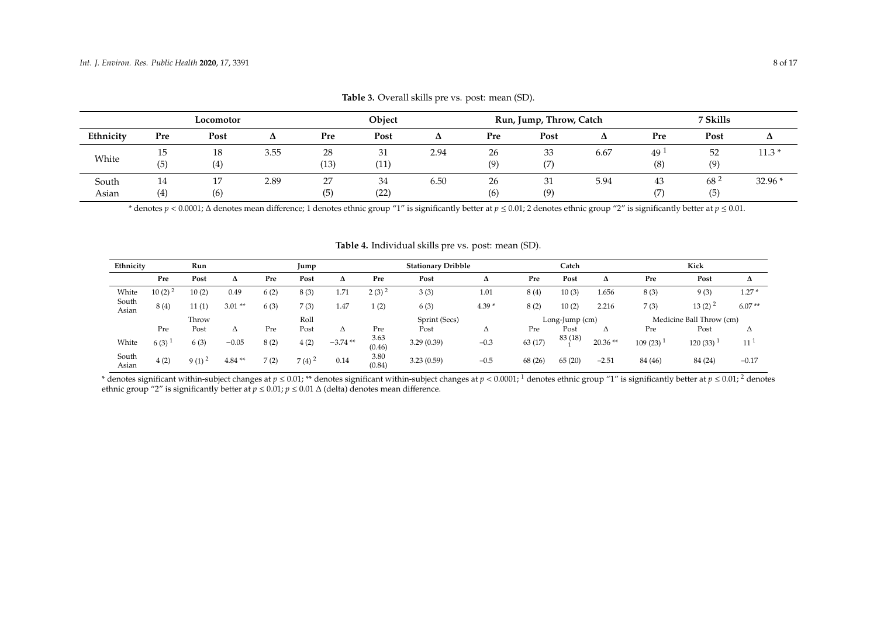**Table 3.** Overall skills pre vs. post: mean (SD).

| | Locomotor | | | Object | | | Run, Jump, Throw, Catch | | | 7 Skills | | |
|---|---|---|---|---|---|---|---|---|---|---|---|---|
| **Ethnicity** | **Pre** | **Post** | **Δ** | **Pre** | **Post** | **Δ** | **Pre** | **Post** | **Δ** | **Pre** | **Post** | **Δ** |
| White | 15 (5) | 18 (4) | 3.55 | 28 (13) | 31 (11) | 2.94 | 26 (9) | 33 (7) | 6.67 | 49 [1] (8) | 52 (9) | 11.3 * |
| South Asian | 14 (4) | 17 (6) | 2.89 | 27 (5) | 34 (22) | 6.50 | 26 (6) | 31 (9) | 5.94 | 43 (7) | 68 [2] (5) | 32.96 * |

\* denotes $p < 0.0001$; Δ denotes mean difference; 1 denotes ethnic group "1" is significantly better at $p \leq 0.01$; 2 denotes ethnic group "2" is significantly better at $p \leq 0.01$.

**Table 4.** Individual skills pre vs. post: mean (SD).

| Ethnicity | Run | | | Jump | | | Stationary Dribble | | | Catch | | | Kick | | |
|---|---|---|---|---|---|---|---|---|---|---|---|---|---|---|---|
| | **Pre** | **Post** | **Δ** | **Pre** | **Post** | **Δ** | **Pre** | **Post** | **Δ** | **Pre** | **Post** | **Δ** | **Pre** | **Post** | **Δ** |
| White | 10 (2) [2] | 10 (2) | 0.49 | 6 (2) | 8 (3) | 1.71 | 2 (3) [2] | 3 (3) | 1.01 | 8 (4) | 10 (3) | 1.656 | 8 (3) | 9 (3) | 1.27 * |
| South Asian | 8 (4) | 11 (1) | 3.01 ** | 6 (3) | 7 (3) | 1.47 | 1 (2) | 6 (3) | 4.39 * | 8 (2) | 10 (2) | 2.216 | 7 (3) | 13 (2) [2] | 6.07 ** |
| | Throw | | | Roll | | | Sprint (Secs) | | | Long-Jump (cm) | | | Medicine Ball Throw (cm) | | |
| | Pre | Post | Δ | Pre | Post | Δ | Pre | Post | Δ | Pre | Post | Δ | Pre | Post | Δ |
| White | 6 (3) [1] | 6 (3) | −0.05 | 8 (2) | 4 (2) | −3.74 ** | 3.63 (0.46) | 3.29 (0.39) | −0.3 | 63 (17) | 83 (18) [1] | 20.36 ** | 109 (23) [1] | 120 (33) [1] | 11 [1] |
| South Asian | 4 (2) | 9 (1) [2] | 4.84 ** | 7 (2) | 7 (4) [2] | 0.14 | 3.80 (0.84) | 3.23 (0.59) | −0.5 | 68 (26) | 65 (20) | −2.51 | 84 (46) | 84 (24) | −0.17 |

\* denotes significant within-subject changes at $p \leq 0.01$; ** denotes significant within-subject changes at $p < 0.0001$; [1] denotes ethnic group "1" is significantly better at $p \leq 0.01$; [2] denotes ethnic group "2" is significantly better at $p \leq 0.01$; $p \leq 0.01$ Δ (delta) denotes mean difference.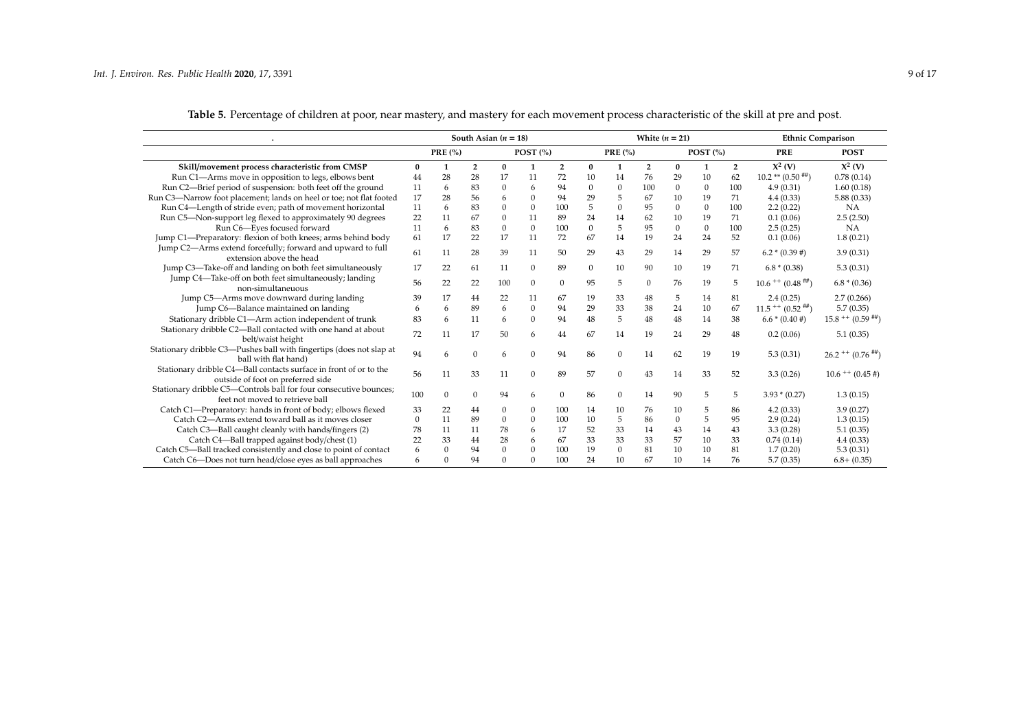**Table 5.** Percentage of children at poor, near mastery, and mastery for each movement process characteristic of the skill at pre and post.

| . | South Asian ($n$ = 18) | | | | | | White ($n$ = 21) | | | | | | Ethnic Comparison | |
|---|---|---|---|---|---|---|---|---|---|---|---|---|---|---|
| | PRE (%) | | | POST (%) | | | PRE (%) | | | POST (%) | | | PRE | POST |
| **Skill/movement process characteristic from CMSP** | **0** | **1** | **2** | **0** | **1** | **2** | **0** | **1** | **2** | **0** | **1** | **2** | $X^2$ **(V)** | $X^2$ **(V)** |
| Run C1—Arms move in opposition to legs, elbows bent | 44 | 28 | 28 | 17 | 11 | 72 | 10 | 14 | 76 | 29 | 10 | 62 | 10.2 ** (0.50 ##) | 0.78 (0.14) |
| Run C2—Brief period of suspension: both feet off the ground | 11 | 6 | 83 | 0 | 6 | 94 | 0 | 0 | 100 | 0 | 0 | 100 | 4.9 (0.31) | 1.60 (0.18) |
| Run C3—Narrow foot placement; lands on heel or toe; not flat footed | 17 | 28 | 56 | 6 | 0 | 94 | 29 | 5 | 67 | 10 | 19 | 71 | 4.4 (0.33) | 5.88 (0.33) |
| Run C4—Length of stride even; path of movement horizontal | 11 | 6 | 83 | 0 | 0 | 100 | 5 | 0 | 95 | 0 | 0 | 100 | 2.2 (0.22) | NA |
| Run C5—Non-support leg flexed to approximately 90 degrees | 22 | 11 | 67 | 0 | 11 | 89 | 24 | 14 | 62 | 10 | 19 | 71 | 0.1 (0.06) | 2.5 (2.50) |
| Run C6—Eyes focused forward | 11 | 6 | 83 | 0 | 0 | 100 | 0 | 5 | 95 | 0 | 0 | 100 | 2.5 (0.25) | NA |
| Jump C1—Preparatory: flexion of both knees; arms behind body | 61 | 17 | 22 | 17 | 11 | 72 | 67 | 14 | 19 | 24 | 24 | 52 | 0.1 (0.06) | 1.8 (0.21) |
| Jump C2—Arms extend forcefully; forward and upward to full extension above the head | 61 | 11 | 28 | 39 | 11 | 50 | 29 | 43 | 29 | 14 | 29 | 57 | 6.2 * (0.39 #) | 3.9 (0.31) |
| Jump C3—Take-off and landing on both feet simultaneously | 17 | 22 | 61 | 11 | 0 | 89 | 0 | 10 | 90 | 10 | 19 | 71 | 6.8 * (0.38) | 5.3 (0.31) |
| Jump C4—Take-off on both feet simultaneously; landing non-simultaneous | 56 | 22 | 22 | 100 | 0 | 0 | 95 | 5 | 0 | 76 | 19 | 5 | 10.6 ++ (0.48 ##) | 6.8 * (0.36) |
| Jump C5—Arms move downward during landing | 39 | 17 | 44 | 22 | 11 | 67 | 19 | 33 | 48 | 5 | 14 | 81 | 2.4 (0.25) | 2.7 (0.266) |
| Jump C6—Balance maintained on landing | 6 | 6 | 89 | 6 | 0 | 94 | 29 | 33 | 38 | 24 | 10 | 67 | 11.5 ++ (0.52 ##) | 5.7 (0.35) |
| Stationary dribble C1—Arm action independent of trunk | 83 | 6 | 11 | 6 | 0 | 94 | 48 | 5 | 48 | 48 | 14 | 38 | 6.6 * (0.40 #) | 15.8 ++ (0.59 ##) |
| Stationary dribble C2—Ball contacted with one hand at about belt/waist height | 72 | 11 | 17 | 50 | 6 | 44 | 67 | 14 | 19 | 24 | 29 | 48 | 0.2 (0.06) | 5.1 (0.35) |
| Stationary dribble C3—Pushes ball with fingertips (does not slap at ball with flat hand) | 94 | 6 | 0 | 6 | 0 | 94 | 86 | 0 | 14 | 62 | 19 | 19 | 5.3 (0.31) | 26.2 ++ (0.76 ##) |
| Stationary dribble C4—Ball contacts surface in front of or to the outside of foot on preferred side | 56 | 11 | 33 | 11 | 0 | 89 | 57 | 0 | 43 | 14 | 33 | 52 | 3.3 (0.26) | 10.6 ++ (0.45 #) |
| Stationary dribble C5—Controls ball for four consecutive bounces; feet not moved to retrieve ball | 100 | 0 | 0 | 94 | 6 | 0 | 86 | 0 | 14 | 90 | 5 | 5 | 3.93 * (0.27) | 1.3 (0.15) |
| Catch C1—Preparatory: hands in front of body; elbows flexed | 33 | 22 | 44 | 0 | 0 | 100 | 14 | 10 | 76 | 10 | 5 | 86 | 4.2 (0.33) | 3.9 (0.27) |
| Catch C2—Arms extend toward ball as it moves closer | 0 | 11 | 89 | 0 | 0 | 100 | 10 | 5 | 86 | 0 | 5 | 95 | 2.9 (0.24) | 1.3 (0.15) |
| Catch C3—Ball caught cleanly with hands/fingers (2) | 78 | 11 | 11 | 78 | 6 | 17 | 52 | 33 | 14 | 43 | 14 | 43 | 3.3 (0.28) | 5.1 (0.35) |
| Catch C4—Ball trapped against body/chest (1) | 22 | 33 | 44 | 28 | 6 | 67 | 33 | 33 | 33 | 57 | 10 | 33 | 0.74 (0.14) | 4.4 (0.33) |
| Catch C5—Ball tracked consistently and close to point of contact | 6 | 0 | 94 | 0 | 0 | 100 | 19 | 0 | 81 | 10 | 10 | 81 | 1.7 (0.20) | 5.3 (0.31) |
| Catch C6—Does not turn head/close eyes as ball approaches | 6 | 0 | 94 | 0 | 0 | 100 | 24 | 10 | 67 | 10 | 14 | 76 | 5.7 (0.35) | 6.8+ (0.35) |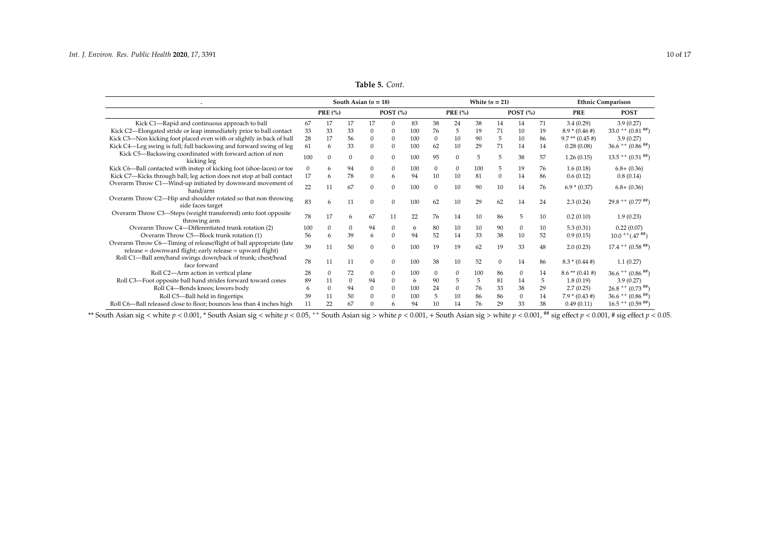**Table 5.** *Cont.*

| . | South Asian ($n$ = 18) | | | | | | White ($n$ = 21) | | | | | | Ethnic Comparison | |
|---|---|---|---|---|---|---|---|---|---|---|---|---|---|---|
| | PRE (%) | | | POST (%) | | | PRE (%) | | | POST (%) | | | PRE | POST |
| Kick C1—Rapid and continuous approach to ball | 67 | 17 | 17 | 17 | 0 | 83 | 38 | 24 | 38 | 14 | 14 | 71 | 3.4 (0.29) | 3.9 (0.27) |
| Kick C2—Elongated stride or leap immediately prior to ball contact | 33 | 33 | 33 | 0 | 0 | 100 | 76 | 5 | 19 | 71 | 10 | 19 | 8.9 * (0.46 #) | 33.0 ++ (0.81 ##) |
| Kick C3—Non kicking foot placed even with or slightly in back of ball | 28 | 17 | 56 | 0 | 0 | 100 | 0 | 10 | 90 | 5 | 10 | 86 | 9.7 ** (0.45 #) | 3.9 (0.27) |
| Kick C4—Leg swing is full; full backswing and forward swing of leg | 61 | 6 | 33 | 0 | 0 | 100 | 62 | 10 | 29 | 71 | 14 | 14 | 0.28 (0.08) | 36.6 ++ (0.86 ##) |
| Kick C5—Backswing coordinated with forward action of non kicking leg | 100 | 0 | 0 | 0 | 0 | 100 | 95 | 0 | 5 | 5 | 38 | 57 | 1.26 (0.15) | 13.5 ++ (0.51 ##) |
| Kick C6—Ball contacted with instep of kicking foot (shoe-laces) or toe | 0 | 6 | 94 | 0 | 0 | 100 | 0 | 0 | 100 | 5 | 19 | 76 | 1.6 (0.18) | 6.8+ (0.36) |
| Kick C7—Kicks through ball; leg action does not stop at ball contact | 17 | 6 | 78 | 0 | 6 | 94 | 10 | 10 | 81 | 0 | 14 | 86 | 0.6 (0.12) | 0.8 (0.14) |
| Overarm Throw C1—Wind-up initiated by downward movement of hand/arm | 22 | 11 | 67 | 0 | 0 | 100 | 0 | 10 | 90 | 10 | 14 | 76 | 6.9 * (0.37) | 6.8+ (0.36) |
| Overarm Throw C2—Hip and shoulder rotated so that non throwing side faces target | 83 | 6 | 11 | 0 | 0 | 100 | 62 | 10 | 29 | 62 | 14 | 24 | 2.3 (0.24) | 29.8 ++ (0.77 ##) |
| Overarm Throw C3—Steps (weight transferred) onto foot opposite throwing arm | 78 | 17 | 6 | 67 | 11 | 22 | 76 | 14 | 10 | 86 | 5 | 10 | 0.2 (0.10) | 1.9 (0.23) |
| Overarm Throw C4—Differentiated trunk rotation (2) | 100 | 0 | 0 | 94 | 0 | 6 | 80 | 10 | 10 | 90 | 0 | 10 | 5.3 (0.31) | 0.22 (0.07) |
| Overarm Throw C5—Block trunk rotation (1) | 56 | 6 | 39 | 6 | 0 | 94 | 52 | 14 | 33 | 38 | 10 | 52 | 0.9 (0.15) | 10.0 ++ (.47 ##) |
| Overarm Throw C6—Timing of release/flight of ball appropriate (late release = downward flight; early release = upward flight) | 39 | 11 | 50 | 0 | 0 | 100 | 19 | 19 | 62 | 19 | 33 | 48 | 2.0 (0.23) | 17.4 ++ (0.58 ##) |
| Roll C1—Ball arm/hand swings down/back of trunk; chest/head face forward | 78 | 11 | 11 | 0 | 0 | 100 | 38 | 10 | 52 | 0 | 14 | 86 | 8.3 * (0.44 #) | 1.1 (0.27) |
| Roll C2—Arm action in vertical plane | 28 | 0 | 72 | 0 | 0 | 100 | 0 | 0 | 100 | 86 | 0 | 14 | 8.6 ** (0.41 #) | 36.6 ++ (0.86 ##) |
| Roll C3—Foot opposite ball hand strides forward toward cones | 89 | 11 | 0 | 94 | 0 | 6 | 90 | 5 | 5 | 81 | 14 | 5 | 1.8 (0.19) | 3.9 (0.27) |
| Roll C4—Bends knees; lowers body | 6 | 0 | 94 | 0 | 0 | 100 | 24 | 0 | 76 | 33 | 38 | 29 | 2.7 (0.25) | 26.8 ++ (0.73 ##) |
| Roll C5—Ball held in fingertips | 39 | 11 | 50 | 0 | 0 | 100 | 5 | 10 | 86 | 86 | 0 | 14 | 7.9 * (0.43 #) | 36.6 ++ (0.86 ##) |
| Roll C6—Ball released close to floor; bounces less than 4 inches high | 11 | 22 | 67 | 0 | 6 | 94 | 10 | 14 | 76 | 29 | 33 | 38 | 0.49 (0.11) | 16.5 ++ (0.59 ##) |

** South Asian sig < white $p < 0.001$, * South Asian sig < white $p < 0.05$, ++ South Asian sig > white $p < 0.001$, + South Asian sig > white $p < 0.001$, ## sig effect $p < 0.001$, # sig effect $p < 0.05$.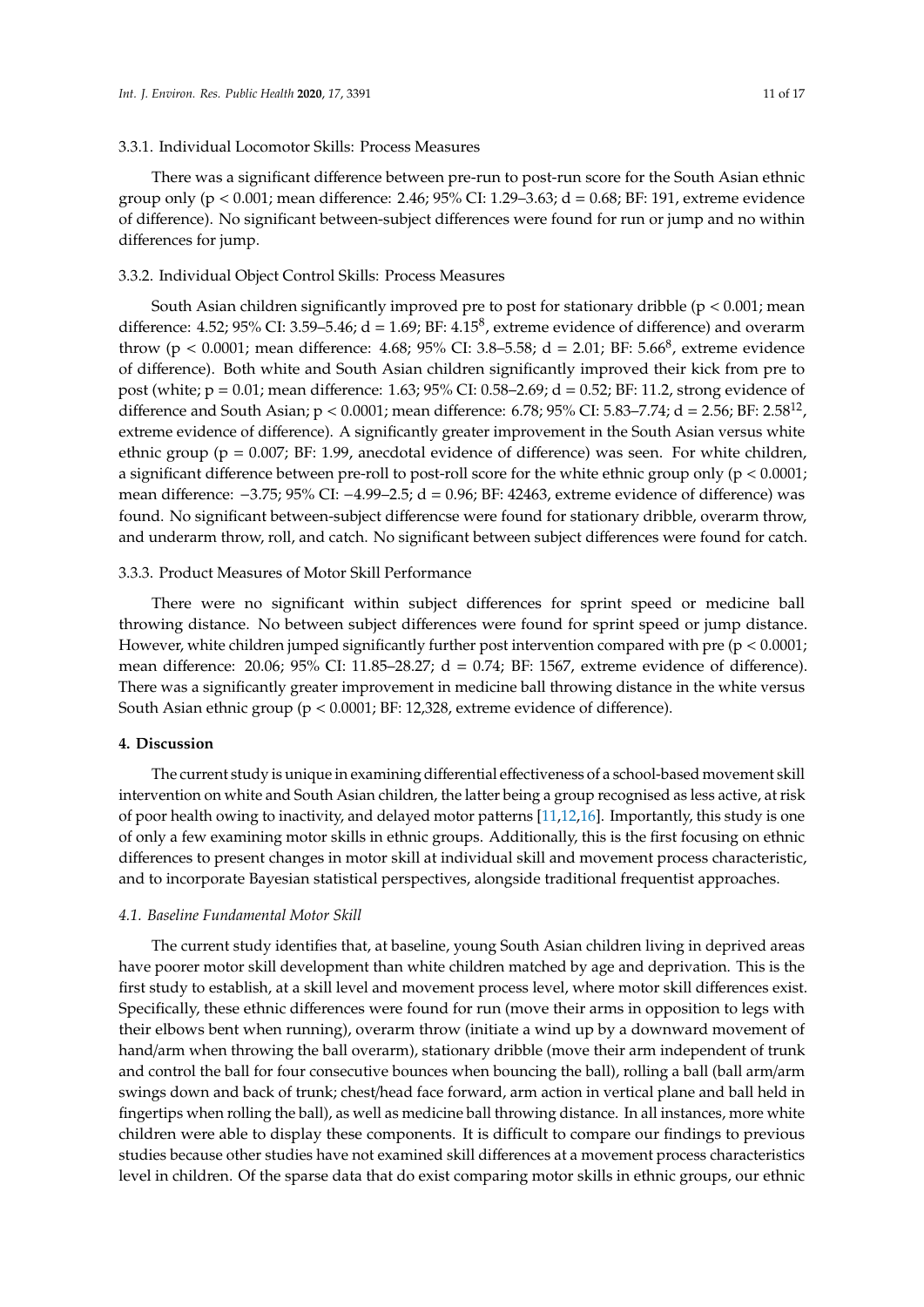#### 3.3.1. Individual Locomotor Skills: Process Measures

There was a significant difference between pre-run to post-run score for the South Asian ethnic group only ($p < 0.001$; mean difference: 2.46; 95% CI: 1.29–3.63; $d = 0.68$; BF: 191, extreme evidence of difference). No significant between-subject differences were found for run or jump and no within differences for jump.

#### 3.3.2. Individual Object Control Skills: Process Measures

South Asian children significantly improved pre to post for stationary dribble ($p < 0.001$; mean difference: 4.52; 95% CI: 3.59–5.46; $d = 1.69$; BF: $4.15^8$, extreme evidence of difference) and overarm throw ($p < 0.0001$; mean difference: 4.68; 95% CI: 3.8–5.58; $d = 2.01$; BF: $5.66^8$, extreme evidence of difference). Both white and South Asian children significantly improved their kick from pre to post (white; $p = 0.01$; mean difference: 1.63; 95% CI: 0.58–2.69; $d = 0.52$; BF: 11.2, strong evidence of difference and South Asian; $p < 0.0001$; mean difference: 6.78; 95% CI: 5.83–7.74; $d = 2.56$; BF: $2.58^{12}$, extreme evidence of difference). A significantly greater improvement in the South Asian versus white ethnic group ($p = 0.007$; BF: 1.99, anecdotal evidence of difference) was seen. For white children, a significant difference between pre-roll to post-roll score for the white ethnic group only ($p < 0.0001$; mean difference: −3.75; 95% CI: −4.99–2.5; $d = 0.96$; BF: 42463, extreme evidence of difference) was found. No significant between-subject differencse were found for stationary dribble, overarm throw, and underarm throw, roll, and catch. No significant between subject differences were found for catch.

#### 3.3.3. Product Measures of Motor Skill Performance

There were no significant within subject differences for sprint speed or medicine ball throwing distance. No between subject differences were found for sprint speed or jump distance. However, white children jumped significantly further post intervention compared with pre ($p < 0.0001$; mean difference: 20.06; 95% CI: 11.85–28.27; $d = 0.74$; BF: 1567, extreme evidence of difference). There was a significantly greater improvement in medicine ball throwing distance in the white versus South Asian ethnic group ($p < 0.0001$; BF: 12,328, extreme evidence of difference).

## 4. Discussion

The current study is unique in examining differential effectiveness of a school-based movement skill intervention on white and South Asian children, the latter being a group recognised as less active, at risk of poor health owing to inactivity, and delayed motor patterns [11,12,16]. Importantly, this study is one of only a few examining motor skills in ethnic groups. Additionally, this is the first focusing on ethnic differences to present changes in motor skill at individual skill and movement process characteristic, and to incorporate Bayesian statistical perspectives, alongside traditional frequentist approaches.

### *4.1. Baseline Fundamental Motor Skill*

The current study identifies that, at baseline, young South Asian children living in deprived areas have poorer motor skill development than white children matched by age and deprivation. This is the first study to establish, at a skill level and movement process level, where motor skill differences exist. Specifically, these ethnic differences were found for run (move their arms in opposition to legs with their elbows bent when running), overarm throw (initiate a wind up by a downward movement of hand/arm when throwing the ball overarm), stationary dribble (move their arm independent of trunk and control the ball for four consecutive bounces when bouncing the ball), rolling a ball (ball arm/arm swings down and back of trunk; chest/head face forward, arm action in vertical plane and ball held in fingertips when rolling the ball), as well as medicine ball throwing distance. In all instances, more white children were able to display these components. It is difficult to compare our findings to previous studies because other studies have not examined skill differences at a movement process characteristics level in children. Of the sparse data that do exist comparing motor skills in ethnic groups, our ethnic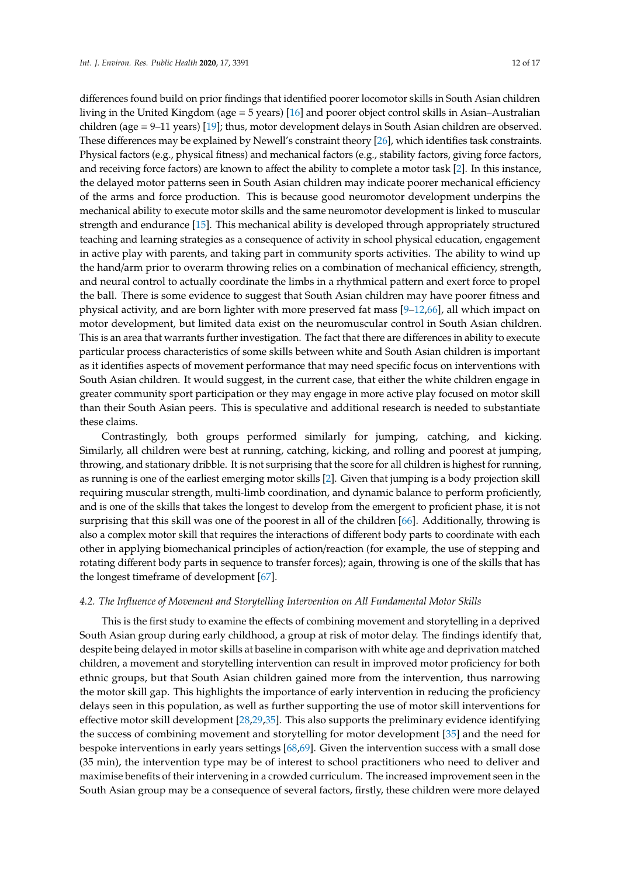differences found build on prior findings that identified poorer locomotor skills in South Asian children living in the United Kingdom (age = 5 years) [16] and poorer object control skills in Asian–Australian children (age = 9–11 years) [19]; thus, motor development delays in South Asian children are observed. These differences may be explained by Newell's constraint theory [26], which identifies task constraints. Physical factors (e.g., physical fitness) and mechanical factors (e.g., stability factors, giving force factors, and receiving force factors) are known to affect the ability to complete a motor task [2]. In this instance, the delayed motor patterns seen in South Asian children may indicate poorer mechanical efficiency of the arms and force production. This is because good neuromotor development underpins the mechanical ability to execute motor skills and the same neuromotor development is linked to muscular strength and endurance [15]. This mechanical ability is developed through appropriately structured teaching and learning strategies as a consequence of activity in school physical education, engagement in active play with parents, and taking part in community sports activities. The ability to wind up the hand/arm prior to overarm throwing relies on a combination of mechanical efficiency, strength, and neural control to actually coordinate the limbs in a rhythmical pattern and exert force to propel the ball. There is some evidence to suggest that South Asian children may have poorer fitness and physical activity, and are born lighter with more preserved fat mass [9–12,66], all which impact on motor development, but limited data exist on the neuromuscular control in South Asian children. This is an area that warrants further investigation. The fact that there are differences in ability to execute particular process characteristics of some skills between white and South Asian children is important as it identifies aspects of movement performance that may need specific focus on interventions with South Asian children. It would suggest, in the current case, that either the white children engage in greater community sport participation or they may engage in more active play focused on motor skill than their South Asian peers. This is speculative and additional research is needed to substantiate these claims.

Contrastingly, both groups performed similarly for jumping, catching, and kicking. Similarly, all children were best at running, catching, kicking, and rolling and poorest at jumping, throwing, and stationary dribble. It is not surprising that the score for all children is highest for running, as running is one of the earliest emerging motor skills [2]. Given that jumping is a body projection skill requiring muscular strength, multi-limb coordination, and dynamic balance to perform proficiently, and is one of the skills that takes the longest to develop from the emergent to proficient phase, it is not surprising that this skill was one of the poorest in all of the children [66]. Additionally, throwing is also a complex motor skill that requires the interactions of different body parts to coordinate with each other in applying biomechanical principles of action/reaction (for example, the use of stepping and rotating different body parts in sequence to transfer forces); again, throwing is one of the skills that has the longest timeframe of development [67].

### *4.2. The Influence of Movement and Storytelling Intervention on All Fundamental Motor Skills*

This is the first study to examine the effects of combining movement and storytelling in a deprived South Asian group during early childhood, a group at risk of motor delay. The findings identify that, despite being delayed in motor skills at baseline in comparison with white age and deprivation matched children, a movement and storytelling intervention can result in improved motor proficiency for both ethnic groups, but that South Asian children gained more from the intervention, thus narrowing the motor skill gap. This highlights the importance of early intervention in reducing the proficiency delays seen in this population, as well as further supporting the use of motor skill interventions for effective motor skill development [28,29,35]. This also supports the preliminary evidence identifying the success of combining movement and storytelling for motor development [35] and the need for bespoke interventions in early years settings [68,69]. Given the intervention success with a small dose (35 min), the intervention type may be of interest to school practitioners who need to deliver and maximise benefits of their intervening in a crowded curriculum. The increased improvement seen in the South Asian group may be a consequence of several factors, firstly, these children were more delayed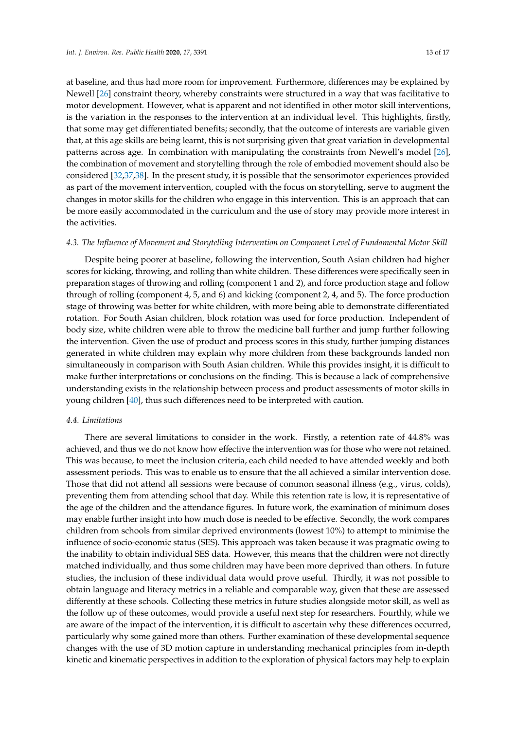at baseline, and thus had more room for improvement. Furthermore, differences may be explained by Newell [26] constraint theory, whereby constraints were structured in a way that was facilitative to motor development. However, what is apparent and not identified in other motor skill interventions, is the variation in the responses to the intervention at an individual level. This highlights, firstly, that some may get differentiated benefits; secondly, that the outcome of interests are variable given that, at this age skills are being learnt, this is not surprising given that great variation in developmental patterns across age. In combination with manipulating the constraints from Newell's model [26], the combination of movement and storytelling through the role of embodied movement should also be considered [32,37,38]. In the present study, it is possible that the sensorimotor experiences provided as part of the movement intervention, coupled with the focus on storytelling, serve to augment the changes in motor skills for the children who engage in this intervention. This is an approach that can be more easily accommodated in the curriculum and the use of story may provide more interest in the activities.

### *4.3. The Influence of Movement and Storytelling Intervention on Component Level of Fundamental Motor Skill*

Despite being poorer at baseline, following the intervention, South Asian children had higher scores for kicking, throwing, and rolling than white children. These differences were specifically seen in preparation stages of throwing and rolling (component 1 and 2), and force production stage and follow through of rolling (component 4, 5, and 6) and kicking (component 2, 4, and 5). The force production stage of throwing was better for white children, with more being able to demonstrate differentiated rotation. For South Asian children, block rotation was used for force production. Independent of body size, white children were able to throw the medicine ball further and jump further following the intervention. Given the use of product and process scores in this study, further jumping distances generated in white children may explain why more children from these backgrounds landed non simultaneously in comparison with South Asian children. While this provides insight, it is difficult to make further interpretations or conclusions on the finding. This is because a lack of comprehensive understanding exists in the relationship between process and product assessments of motor skills in young children [40], thus such differences need to be interpreted with caution.

### *4.4. Limitations*

There are several limitations to consider in the work. Firstly, a retention rate of 44.8% was achieved, and thus we do not know how effective the intervention was for those who were not retained. This was because, to meet the inclusion criteria, each child needed to have attended weekly and both assessment periods. This was to enable us to ensure that the all achieved a similar intervention dose. Those that did not attend all sessions were because of common seasonal illness (e.g., virus, colds), preventing them from attending school that day. While this retention rate is low, it is representative of the age of the children and the attendance figures. In future work, the examination of minimum doses may enable further insight into how much dose is needed to be effective. Secondly, the work compares children from schools from similar deprived environments (lowest 10%) to attempt to minimise the influence of socio-economic status (SES). This approach was taken because it was pragmatic owing to the inability to obtain individual SES data. However, this means that the children were not directly matched individually, and thus some children may have been more deprived than others. In future studies, the inclusion of these individual data would prove useful. Thirdly, it was not possible to obtain language and literacy metrics in a reliable and comparable way, given that these are assessed differently at these schools. Collecting these metrics in future studies alongside motor skill, as well as the follow up of these outcomes, would provide a useful next step for researchers. Fourthly, while we are aware of the impact of the intervention, it is difficult to ascertain why these differences occurred, particularly why some gained more than others. Further examination of these developmental sequence changes with the use of 3D motion capture in understanding mechanical principles from in-depth kinetic and kinematic perspectives in addition to the exploration of physical factors may help to explain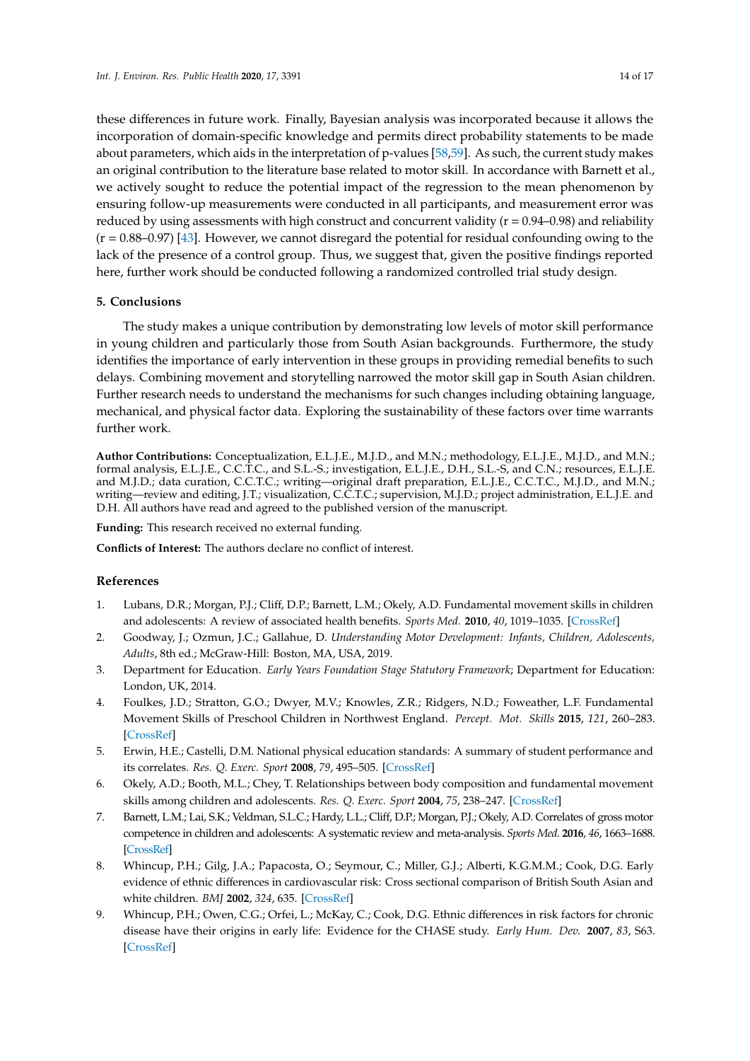these differences in future work. Finally, Bayesian analysis was incorporated because it allows the incorporation of domain-specific knowledge and permits direct probability statements to be made about parameters, which aids in the interpretation of p-values [58,59]. As such, the current study makes an original contribution to the literature base related to motor skill. In accordance with Barnett et al., we actively sought to reduce the potential impact of the regression to the mean phenomenon by ensuring follow-up measurements were conducted in all participants, and measurement error was reduced by using assessments with high construct and concurrent validity ($r = 0.94$–$0.98$) and reliability ($r = 0.88$–$0.97$) [43]. However, we cannot disregard the potential for residual confounding owing to the lack of the presence of a control group. Thus, we suggest that, given the positive findings reported here, further work should be conducted following a randomized controlled trial study design.

## 5. Conclusions

The study makes a unique contribution by demonstrating low levels of motor skill performance in young children and particularly those from South Asian backgrounds. Furthermore, the study identifies the importance of early intervention in these groups in providing remedial benefits to such delays. Combining movement and storytelling narrowed the motor skill gap in South Asian children. Further research needs to understand the mechanisms for such changes including obtaining language, mechanical, and physical factor data. Exploring the sustainability of these factors over time warrants further work.

**Author Contributions:** Conceptualization, E.L.J.E., M.J.D., and M.N.; methodology, E.L.J.E., M.J.D., and M.N.; formal analysis, E.L.J.E., C.C.T.C., and S.L.-S.; investigation, E.L.J.E., D.H., S.L.-S, and C.N.; resources, E.L.J.E. and M.J.D.; data curation, C.C.T.C.; writing—original draft preparation, E.L.J.E., C.C.T.C., M.J.D., and M.N.; writing—review and editing, J.T.; visualization, C.C.T.C.; supervision, M.J.D.; project administration, E.L.J.E. and D.H. All authors have read and agreed to the published version of the manuscript.

**Funding:** This research received no external funding.

**Conflicts of Interest:** The authors declare no conflict of interest.

## References

1. Lubans, D.R.; Morgan, P.J.; Cliff, D.P.; Barnett, L.M.; Okely, A.D. Fundamental movement skills in children and adolescents: A review of associated health benefits. *Sports Med.* **2010**, *40*, 1019–1035. [CrossRef]
2. Goodway, J.; Ozmun, J.C.; Gallahue, D. *Understanding Motor Development: Infants, Children, Adolescents, Adults*, 8th ed.; McGraw-Hill: Boston, MA, USA, 2019.
3. Department for Education. *Early Years Foundation Stage Statutory Framework*; Department for Education: London, UK, 2014.
4. Foulkes, J.D.; Stratton, G.O.; Dwyer, M.V.; Knowles, Z.R.; Ridgers, N.D.; Foweather, L.F. Fundamental Movement Skills of Preschool Children in Northwest England. *Percept. Mot. Skills* **2015**, *121*, 260–283. [CrossRef]
5. Erwin, H.E.; Castelli, D.M. National physical education standards: A summary of student performance and its correlates. *Res. Q. Exerc. Sport* **2008**, *79*, 495–505. [CrossRef]
6. Okely, A.D.; Booth, M.L.; Chey, T. Relationships between body composition and fundamental movement skills among children and adolescents. *Res. Q. Exerc. Sport* **2004**, *75*, 238–247. [CrossRef]
7. Barnett, L.M.; Lai, S.K.; Veldman, S.L.C.; Hardy, L.L.; Cliff, D.P.; Morgan, P.J.; Okely, A.D. Correlates of gross motor competence in children and adolescents: A systematic review and meta-analysis. *Sports Med.* **2016**, *46*, 1663–1688. [CrossRef]
8. Whincup, P.H.; Gilg, J.A.; Papacosta, O.; Seymour, C.; Miller, G.J.; Alberti, K.G.M.M.; Cook, D.G. Early evidence of ethnic differences in cardiovascular risk: Cross sectional comparison of British South Asian and white children. *BMJ* **2002**, *324*, 635. [CrossRef]
9. Whincup, P.H.; Owen, C.G.; Orfei, L.; McKay, C.; Cook, D.G. Ethnic differences in risk factors for chronic disease have their origins in early life: Evidence for the CHASE study. *Early Hum. Dev.* **2007**, *83*, S63. [CrossRef]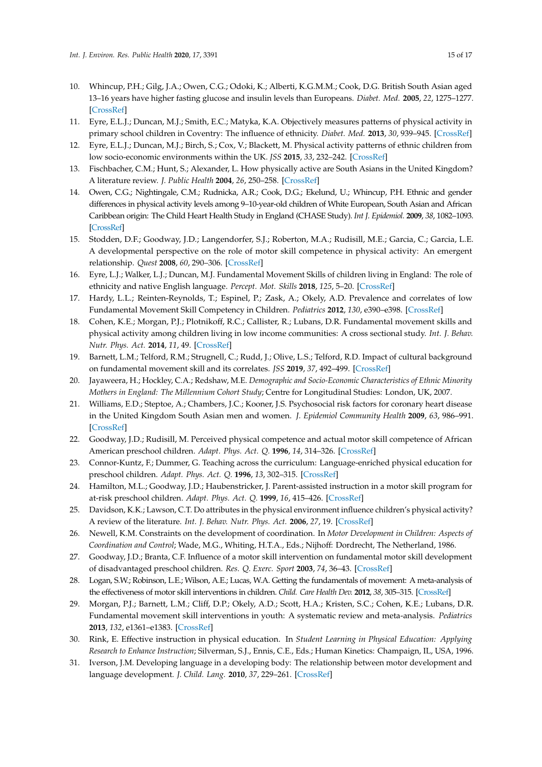10. Whincup, P.H.; Gilg, J.A.; Owen, C.G.; Odoki, K.; Alberti, K.G.M.M.; Cook, D.G. British South Asian aged 13–16 years have higher fasting glucose and insulin levels than Europeans. *Diabet. Med.* **2005**, *22*, 1275–1277. [CrossRef]
11. Eyre, E.L.J.; Duncan, M.J.; Smith, E.C.; Matyka, K.A. Objectively measures patterns of physical activity in primary school children in Coventry: The influence of ethnicity. *Diabet. Med.* **2013**, *30*, 939–945. [CrossRef]
12. Eyre, E.L.J.; Duncan, M.J.; Birch, S.; Cox, V.; Blackett, M. Physical activity patterns of ethnic children from low socio-economic environments within the UK. *JSS* **2015**, *33*, 232–242. [CrossRef]
13. Fischbacher, C.M.; Hunt, S.; Alexander, L. How physically active are South Asians in the United Kingdom? A literature review. *J. Public Health* **2004**, *26*, 250–258. [CrossRef]
14. Owen, C.G.; Nightingale, C.M.; Rudnicka, A.R.; Cook, D.G.; Ekelund, U.; Whincup, P.H. Ethnic and gender differences in physical activity levels among 9–10-year-old children of White European, South Asian and African Caribbean origin: The Child Heart Health Study in England (CHASE Study). *Int J. Epidemiol.* **2009**, *38*, 1082–1093. [CrossRef]
15. Stodden, D.F.; Goodway, J.D.; Langendorfer, S.J.; Roberton, M.A.; Rudisill, M.E.; Garcia, C.; Garcia, L.E. A developmental perspective on the role of motor skill competence in physical activity: An emergent relationship. *Quest* **2008**, *60*, 290–306. [CrossRef]
16. Eyre, L.J.; Walker, L.J.; Duncan, M.J. Fundamental Movement Skills of children living in England: The role of ethnicity and native English language. *Percept. Mot. Skills* **2018**, *125*, 5–20. [CrossRef]
17. Hardy, L.L.; Reinten-Reynolds, T.; Espinel, P.; Zask, A.; Okely, A.D. Prevalence and correlates of low Fundamental Movement Skill Competency in Children. *Pediatrics* **2012**, *130*, e390–e398. [CrossRef]
18. Cohen, K.E.; Morgan, P.J.; Plotnikoff, R.C.; Callister, R.; Lubans, D.R. Fundamental movement skills and physical activity among children living in low income communities: A cross sectional study. *Int. J. Behav. Nutr. Phys. Act.* **2014**, *11*, 49. [CrossRef]
19. Barnett, L.M.; Telford, R.M.; Strugnell, C.; Rudd, J.; Olive, L.S.; Telford, R.D. Impact of cultural background on fundamental movement skill and its correlates. *JSS* **2019**, *37*, 492–499. [CrossRef]
20. Jayaweera, H.; Hockley, C.A.; Redshaw, M.E. *Demographic and Socio-Economic Characteristics of Ethnic Minority Mothers in England: The Millennium Cohort Study*; Centre for Longitudinal Studies: London, UK, 2007.
21. Williams, E.D.; Steptoe, A.; Chambers, J.C.; Kooner, J.S. Psychosocial risk factors for coronary heart disease in the United Kingdom South Asian men and women. *J. Epidemiol Community Health* **2009**, *63*, 986–991. [CrossRef]
22. Goodway, J.D.; Rudisill, M. Perceived physical competence and actual motor skill competence of African American preschool children. *Adapt. Phys. Act. Q.* **1996**, *14*, 314–326. [CrossRef]
23. Connor-Kuntz, F.; Dummer, G. Teaching across the curriculum: Language-enriched physical education for preschool children. *Adapt. Phys. Act. Q.* **1996**, *13*, 302–315. [CrossRef]
24. Hamilton, M.L.; Goodway, J.D.; Haubenstricker, J. Parent-assisted instruction in a motor skill program for at-risk preschool children. *Adapt. Phys. Act. Q.* **1999**, *16*, 415–426. [CrossRef]
25. Davidson, K.K.; Lawson, C.T. Do attributes in the physical environment influence children's physical activity? A review of the literature. *Int. J. Behav. Nutr. Phys. Act.* **2006**, *27*, 19. [CrossRef]
26. Newell, K.M. Constraints on the development of coordination. In *Motor Development in Children: Aspects of Coordination and Control*; Wade, M.G., Whiting, H.T.A., Eds.; Nijhoff: Dordrecht, The Netherland, 1986.
27. Goodway, J.D.; Branta, C.F. Influence of a motor skill intervention on fundamental motor skill development of disadvantaged preschool children. *Res. Q. Exerc. Sport* **2003**, *74*, 36–43. [CrossRef]
28. Logan, S.W.; Robinson, L.E.; Wilson, A.E.; Lucas, W.A. Getting the fundamentals of movement: A meta-analysis of the effectiveness of motor skill interventions in children. *Child. Care Health Dev.* **2012**, *38*, 305–315. [CrossRef]
29. Morgan, P.J.; Barnett, L.M.; Cliff, D.P.; Okely, A.D.; Scott, H.A.; Kristen, S.C.; Cohen, K.E.; Lubans, D.R. Fundamental movement skill interventions in youth: A systematic review and meta-analysis. *Pediatrics* **2013**, *132*, e1361–e1383. [CrossRef]
30. Rink, E. Effective instruction in physical education. In *Student Learning in Physical Education: Applying Research to Enhance Instruction*; Silverman, S.J., Ennis, C.E., Eds.; Human Kinetics: Champaign, IL, USA, 1996.
31. Iverson, J.M. Developing language in a developing body: The relationship between motor development and language development. *J. Child. Lang.* **2010**, *37*, 229–261. [CrossRef]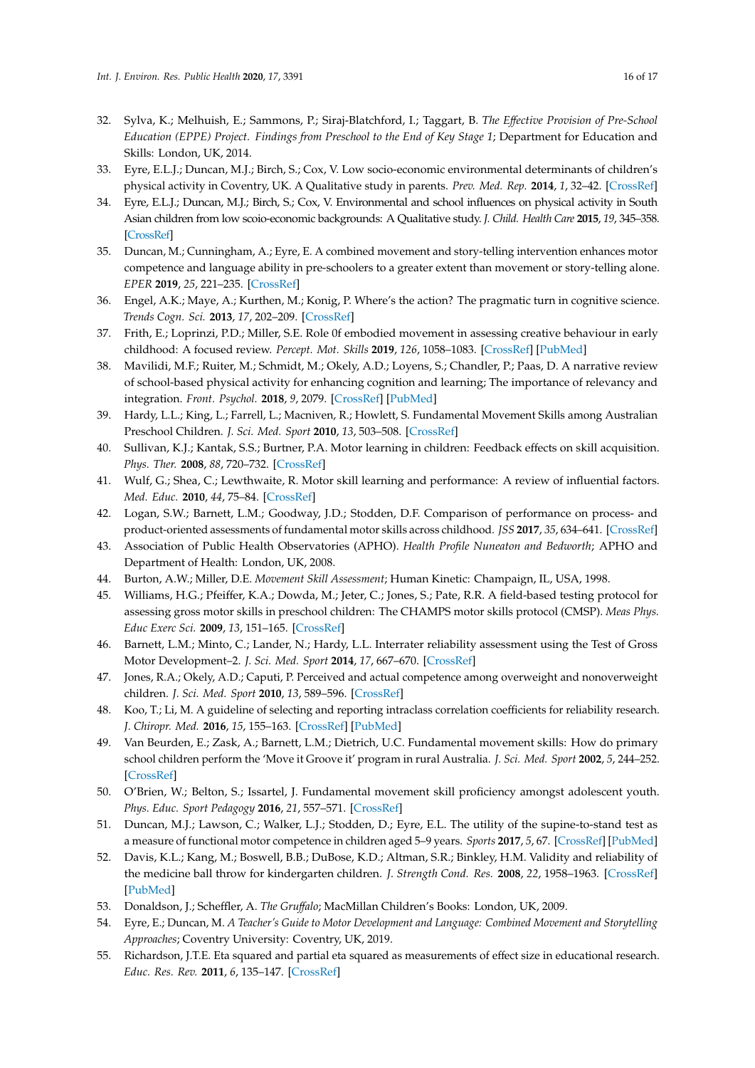32. Sylva, K.; Melhuish, E.; Sammons, P.; Siraj-Blatchford, I.; Taggart, B. *The Effective Provision of Pre-School Education (EPPE) Project. Findings from Preschool to the End of Key Stage 1*; Department for Education and Skills: London, UK, 2014.
33. Eyre, E.L.J.; Duncan, M.J.; Birch, S.; Cox, V. Low socio-economic environmental determinants of children's physical activity in Coventry, UK. A Qualitative study in parents. *Prev. Med. Rep.* **2014**, *1*, 32–42. [CrossRef]
34. Eyre, E.L.J.; Duncan, M.J.; Birch, S.; Cox, V. Environmental and school influences on physical activity in South Asian children from low scoio-economic backgrounds: A Qualitative study. *J. Child. Health Care* **2015**, *19*, 345–358. [CrossRef]
35. Duncan, M.; Cunningham, A.; Eyre, E. A combined movement and story-telling intervention enhances motor competence and language ability in pre-schoolers to a greater extent than movement or story-telling alone. *EPER* **2019**, *25*, 221–235. [CrossRef]
36. Engel, A.K.; Maye, A.; Kurthen, M.; Konig, P. Where's the action? The pragmatic turn in cognitive science. *Trends Cogn. Sci.* **2013**, *17*, 202–209. [CrossRef]
37. Frith, E.; Loprinzi, P.D.; Miller, S.E. Role 0f embodied movement in assessing creative behaviour in early childhood: A focused review. *Percept. Mot. Skills* **2019**, *126*, 1058–1083. [CrossRef] [PubMed]
38. Mavilidi, M.F.; Ruiter, M.; Schmidt, M.; Okely, A.D.; Loyens, S.; Chandler, P.; Paas, D. A narrative review of school-based physical activity for enhancing cognition and learning; The importance of relevancy and integration. *Front. Psychol.* **2018**, *9*, 2079. [CrossRef] [PubMed]
39. Hardy, L.L.; King, L.; Farrell, L.; Macniven, R.; Howlett, S. Fundamental Movement Skills among Australian Preschool Children. *J. Sci. Med. Sport* **2010**, *13*, 503–508. [CrossRef]
40. Sullivan, K.J.; Kantak, S.S.; Burtner, P.A. Motor learning in children: Feedback effects on skill acquisition. *Phys. Ther.* **2008**, *88*, 720–732. [CrossRef]
41. Wulf, G.; Shea, C.; Lewthwaite, R. Motor skill learning and performance: A review of influential factors. *Med. Educ.* **2010**, *44*, 75–84. [CrossRef]
42. Logan, S.W.; Barnett, L.M.; Goodway, J.D.; Stodden, D.F. Comparison of performance on process- and product-oriented assessments of fundamental motor skills across childhood. *JSS* **2017**, *35*, 634–641. [CrossRef]
43. Association of Public Health Observatories (APHO). *Health Profile Nuneaton and Bedworth*; APHO and Department of Health: London, UK, 2008.
44. Burton, A.W.; Miller, D.E. *Movement Skill Assessment*; Human Kinetic: Champaign, IL, USA, 1998.
45. Williams, H.G.; Pfeiffer, K.A.; Dowda, M.; Jeter, C.; Jones, S.; Pate, R.R. A field-based testing protocol for assessing gross motor skills in preschool children: The CHAMPS motor skills protocol (CMSP). *Meas Phys. Educ Exerc Sci.* **2009**, *13*, 151–165. [CrossRef]
46. Barnett, L.M.; Minto, C.; Lander, N.; Hardy, L.L. Interrater reliability assessment using the Test of Gross Motor Development–2. *J. Sci. Med. Sport* **2014**, *17*, 667–670. [CrossRef]
47. Jones, R.A.; Okely, A.D.; Caputi, P. Perceived and actual competence among overweight and nonoverweight children. *J. Sci. Med. Sport* **2010**, *13*, 589–596. [CrossRef]
48. Koo, T.; Li, M. A guideline of selecting and reporting intraclass correlation coefficients for reliability research. *J. Chiropr. Med.* **2016**, *15*, 155–163. [CrossRef] [PubMed]
49. Van Beurden, E.; Zask, A.; Barnett, L.M.; Dietrich, U.C. Fundamental movement skills: How do primary school children perform the 'Move it Groove it' program in rural Australia. *J. Sci. Med. Sport* **2002**, *5*, 244–252. [CrossRef]
50. O'Brien, W.; Belton, S.; Issartel, J. Fundamental movement skill proficiency amongst adolescent youth. *Phys. Educ. Sport Pedagogy* **2016**, *21*, 557–571. [CrossRef]
51. Duncan, M.J.; Lawson, C.; Walker, L.J.; Stodden, D.; Eyre, E.L. The utility of the supine-to-stand test as a measure of functional motor competence in children aged 5–9 years. *Sports* **2017**, *5*, 67. [CrossRef] [PubMed]
52. Davis, K.L.; Kang, M.; Boswell, B.B.; DuBose, K.D.; Altman, S.R.; Binkley, H.M. Validity and reliability of the medicine ball throw for kindergarten children. *J. Strength Cond. Res.* **2008**, *22*, 1958–1963. [CrossRef] [PubMed]
53. Donaldson, J.; Scheffler, A. *The Gruffalo*; MacMillan Children's Books: London, UK, 2009.
54. Eyre, E.; Duncan, M. *A Teacher's Guide to Motor Development and Language: Combined Movement and Storytelling Approaches*; Coventry University: Coventry, UK, 2019.
55. Richardson, J.T.E. Eta squared and partial eta squared as measurements of effect size in educational research. *Educ. Res. Rev.* **2011**, *6*, 135–147. [CrossRef]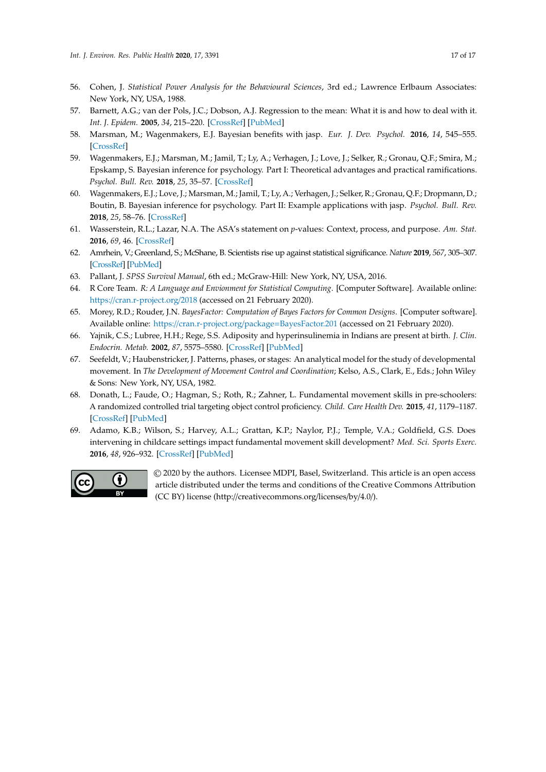56. Cohen, J. *Statistical Power Analysis for the Behavioural Sciences*, 3rd ed.; Lawrence Erlbaum Associates: New York, NY, USA, 1988.
57. Barnett, A.G.; van der Pols, J.C.; Dobson, A.J. Regression to the mean: What it is and how to deal with it. *Int. J. Epidem.* **2005**, *34*, 215–220. [CrossRef] [PubMed]
58. Marsman, M.; Wagenmakers, E.J. Bayesian benefits with jasp. *Eur. J. Dev. Psychol.* **2016**, *14*, 545–555. [CrossRef]
59. Wagenmakers, E.J.; Marsman, M.; Jamil, T.; Ly, A.; Verhagen, J.; Love, J.; Selker, R.; Gronau, Q.F.; Smira, M.; Epskamp, S. Bayesian inference for psychology. Part I: Theoretical advantages and practical ramifications. *Psychol. Bull. Rev.* **2018**, *25*, 35–57. [CrossRef]
60. Wagenmakers, E.J.; Love, J.; Marsman, M.; Jamil, T.; Ly, A.; Verhagen, J.; Selker, R.; Gronau, Q.F.; Dropmann, D.; Boutin, B. Bayesian inference for psychology. Part II: Example applications with jasp. *Psychol. Bull. Rev.* **2018**, *25*, 58–76. [CrossRef]
61. Wasserstein, R.L.; Lazar, N.A. The ASA's statement on *p*-values: Context, process, and purpose. *Am. Stat.* **2016**, *69*, 46. [CrossRef]
62. Amrhein, V.; Greenland, S.; McShane, B. Scientists rise up against statistical significance. *Nature* **2019**, *567*, 305–307. [CrossRef] [PubMed]
63. Pallant, J. *SPSS Survival Manual*, 6th ed.; McGraw-Hill: New York, NY, USA, 2016.
64. R Core Team. *R: A Language and Envionment for Statistical Computing*. [Computer Software]. Available online: https://cran.r-project.org/2018 (accessed on 21 February 2020).
65. Morey, R.D.; Rouder, J.N. *BayesFactor: Computation of Bayes Factors for Common Designs*. [Computer software]. Available online: https://cran.r-project.org/package=BayesFactor.201 (accessed on 21 February 2020).
66. Yajnik, C.S.; Lubree, H.H.; Rege, S.S. Adiposity and hyperinsulinemia in Indians are present at birth. *J. Clin. Endocrin. Metab.* **2002**, *87*, 5575–5580. [CrossRef] [PubMed]
67. Seefeldt, V.; Haubenstricker, J. Patterns, phases, or stages: An analytical model for the study of developmental movement. In *The Development of Movement Control and Coordination*; Kelso, A.S., Clark, E., Eds.; John Wiley & Sons: New York, NY, USA, 1982.
68. Donath, L.; Faude, O.; Hagman, S.; Roth, R.; Zahner, L. Fundamental movement skills in pre-schoolers: A randomized controlled trial targeting object control proficiency. *Child. Care Health Dev.* **2015**, *41*, 1179–1187. [CrossRef] [PubMed]
69. Adamo, K.B.; Wilson, S.; Harvey, A.L.; Grattan, K.P.; Naylor, P.J.; Temple, V.A.; Goldfield, G.S. Does intervening in childcare settings impact fundamental movement skill development? *Med. Sci. Sports Exerc.* **2016**, *48*, 926–932. [CrossRef] [PubMed]

© 2020 by the authors. Licensee MDPI, Basel, Switzerland. This article is an open access article distributed under the terms and conditions of the Creative Commons Attribution (CC BY) license (http://creativecommons.org/licenses/by/4.0/).